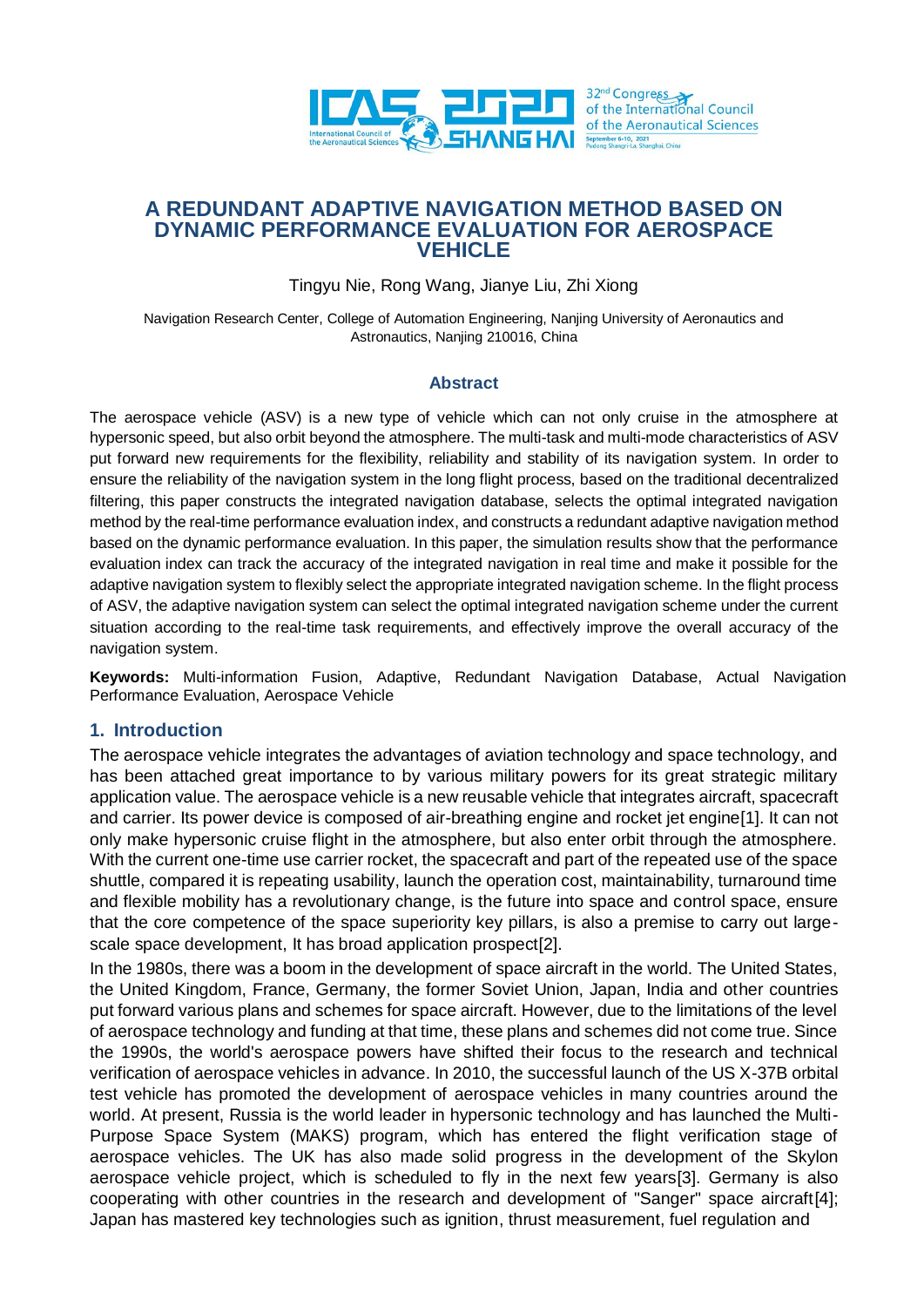# A REDUNDANT ADAPTIVE NAVIGATION METHOD BASED ON DYNAMIC PERFORMANCE EVALUATION FOR AEROSPACE VEHICLE

Tingyu Nie, Rong Wang, Jianye Liu, Zhi Xiong

Navigation Research Center, College of Automation Engineering, Nanjing University of Aeronautics and Astronautics, Nanjing 210016, China

## Abstract

The aerospace vehicle (ASV) is a new type of vehicle which can not only cruise in the atmosphere at hypersonic speed, but also orbit beyond the atmosphere. The multi-task and multi-mode characteristics of ASV put forward new requirements for the flexibility, reliability and stability of its navigation system. In order to ensure the reliability of the navigation system in the long flight process, based on the traditional decentralized filtering, this paper constructs the integrated navigation database, selects the optimal integrated navigation method by the real-time performance evaluation index, and constructs a redundant adaptive navigation method based on the dynamic performance evaluation. In this paper, the simulation results show that the performance evaluation index can track the accuracy of the integrated navigation in real time and make it possible for the adaptive navigation system to flexibly select the appropriate integrated navigation scheme. In the flight process of ASV, the adaptive navigation system can select the optimal integrated navigation scheme under the current situation according to the real-time task requirements, and effectively improve the overall accuracy of the navigation system.

**Keywords:** Multi-information Fusion, Adaptive, Redundant Navigation Database, Actual Navigation Performance Evaluation, Aerospace Vehicle

## 1. Introduction

The aerospace vehicle integrates the advantages of aviation technology and space technology, and has been attached great importance to by various military powers for its great strategic military application value. The aerospace vehicle is a new reusable vehicle that integrates aircraft, spacecraft and carrier. Its power device is composed of air-breathing engine and rocket jet engine[1]. It can not only make hypersonic cruise flight in the atmosphere, but also enter orbit through the atmosphere. With the current one-time use carrier rocket, the spacecraft and part of the repeated use of the space shuttle, compared it is repeating usability, launch the operation cost, maintainability, turnaround time and flexible mobility has a revolutionary change, is the future into space and control space, ensure that the core competence of the space superiority key pillars, is also a premise to carry out large-scale space development, It has broad application prospect[2].

In the 1980s, there was a boom in the development of space aircraft in the world. The United States, the United Kingdom, France, Germany, the former Soviet Union, Japan, India and other countries put forward various plans and schemes for space aircraft. However, due to the limitations of the level of aerospace technology and funding at that time, these plans and schemes did not come true. Since the 1990s, the world's aerospace powers have shifted their focus to the research and technical verification of aerospace vehicles in advance. In 2010, the successful launch of the US X-37B orbital test vehicle has promoted the development of aerospace vehicles in many countries around the world. At present, Russia is the world leader in hypersonic technology and has launched the Multi-Purpose Space System (MAKS) program, which has entered the flight verification stage of aerospace vehicles. The UK has also made solid progress in the development of the Skylon aerospace vehicle project, which is scheduled to fly in the next few years[3]. Germany is also cooperating with other countries in the research and development of "Sanger" space aircraft[4]; Japan has mastered key technologies such as ignition, thrust measurement, fuel regulation and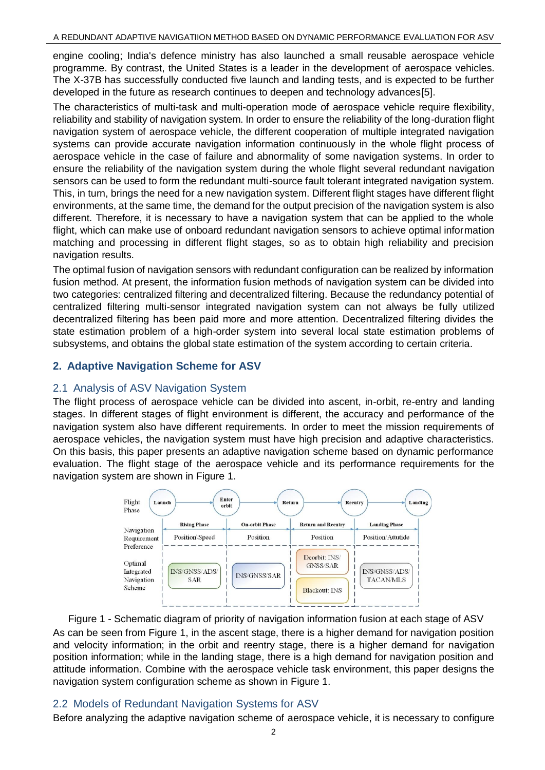engine cooling; India's defence ministry has also launched a small reusable aerospace vehicle programme. By contrast, the United States is a leader in the development of aerospace vehicles. The X-37B has successfully conducted five launch and landing tests, and is expected to be further developed in the future as research continues to deepen and technology advances[5].

The characteristics of multi-task and multi-operation mode of aerospace vehicle require flexibility, reliability and stability of navigation system. In order to ensure the reliability of the long-duration flight navigation system of aerospace vehicle, the different cooperation of multiple integrated navigation systems can provide accurate navigation information continuously in the whole flight process of aerospace vehicle in the case of failure and abnormality of some navigation systems. In order to ensure the reliability of the navigation system during the whole flight several redundant navigation sensors can be used to form the redundant multi-source fault tolerant integrated navigation system. This, in turn, brings the need for a new navigation system. Different flight stages have different flight environments, at the same time, the demand for the output precision of the navigation system is also different. Therefore, it is necessary to have a navigation system that can be applied to the whole flight, which can make use of onboard redundant navigation sensors to achieve optimal information matching and processing in different flight stages, so as to obtain high reliability and precision navigation results.

The optimal fusion of navigation sensors with redundant configuration can be realized by information fusion method. At present, the information fusion methods of navigation system can be divided into two categories: centralized filtering and decentralized filtering. Because the redundancy potential of centralized filtering multi-sensor integrated navigation system can not always be fully utilized decentralized filtering has been paid more and more attention. Decentralized filtering divides the state estimation problem of a high-order system into several local state estimation problems of subsystems, and obtains the global state estimation of the system according to certain criteria.

## 2. Adaptive Navigation Scheme for ASV

### 2.1 Analysis of ASV Navigation System

The flight process of aerospace vehicle can be divided into ascent, in-orbit, re-entry and landing stages. In different stages of flight environment is different, the accuracy and performance of the navigation system also have different requirements. In order to meet the mission requirements of aerospace vehicles, the navigation system must have high precision and adaptive characteristics. On this basis, this paper presents an adaptive navigation scheme based on dynamic performance evaluation. The flight stage of the aerospace vehicle and its performance requirements for the navigation system are shown in Figure 1.

| Flight Phase | Launch → Enter orbit | Enter orbit → Return | Return → Reentry | Reentry → Landing |
|---|---|---|---|---|
| | Rising Phase | On-orbit Phase | Return and Reentry | Landing Phase |
| Navigation Requirement Preference | Position/Speed | Position | Position | Position/Attitude |
| Optimal Integrated Navigation Scheme | INS/GNSS/ADS/SAR | INS/GNSS/SAR | Deorbit: INS/GNSS/SAR; Blackout: INS | INS/GNSS/ADS/TACAN/MLS |

Figure 1 - Schematic diagram of priority of navigation information fusion at each stage of ASV

As can be seen from Figure 1, in the ascent stage, there is a higher demand for navigation position and velocity information; in the orbit and reentry stage, there is a higher demand for navigation position information; while in the landing stage, there is a high demand for navigation position and attitude information. Combine with the aerospace vehicle task environment, this paper designs the navigation system configuration scheme as shown in Figure 1.

### 2.2 Models of Redundant Navigation Systems for ASV

Before analyzing the adaptive navigation scheme of aerospace vehicle, it is necessary to configure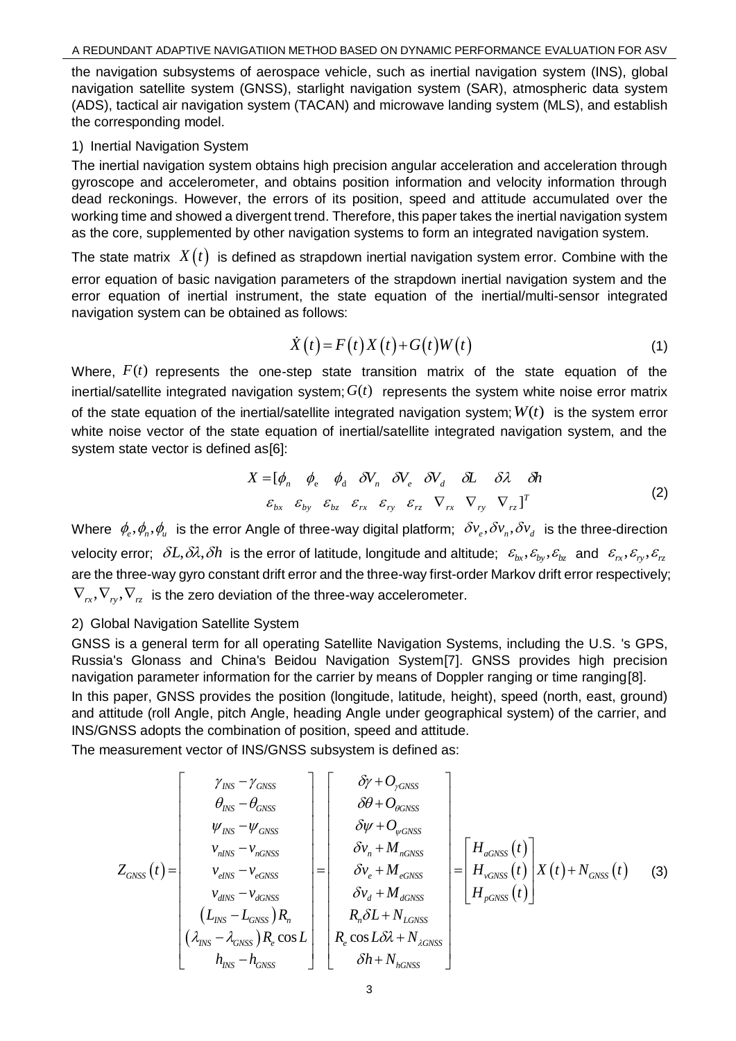the navigation subsystems of aerospace vehicle, such as inertial navigation system (INS), global navigation satellite system (GNSS), starlight navigation system (SAR), atmospheric data system (ADS), tactical air navigation system (TACAN) and microwave landing system (MLS), and establish the corresponding model.

1) Inertial Navigation System

The inertial navigation system obtains high precision angular acceleration and acceleration through gyroscope and accelerometer, and obtains position information and velocity information through dead reckonings. However, the errors of its position, speed and attitude accumulated over the working time and showed a divergent trend. Therefore, this paper takes the inertial navigation system as the core, supplemented by other navigation systems to form an integrated navigation system.

The state matrix $X(t)$ is defined as strapdown inertial navigation system error. Combine with the error equation of basic navigation parameters of the strapdown inertial navigation system and the error equation of inertial instrument, the state equation of the inertial/multi-sensor integrated navigation system can be obtained as follows:

$$\dot{X}(t) = F(t)X(t) + G(t)W(t) \tag{1}$$

Where, $F(t)$ represents the one-step state transition matrix of the state equation of the inertial/satellite integrated navigation system; $G(t)$ represents the system white noise error matrix of the state equation of the inertial/satellite integrated navigation system; $W(t)$ is the system error white noise vector of the state equation of inertial/satellite integrated navigation system, and the system state vector is defined as[6]:

$$\begin{aligned} X = [&\phi_n \quad \phi_e \quad \phi_d \quad \delta V_n \quad \delta V_e \quad \delta V_d \quad \delta L \quad \delta\lambda \quad \delta h \\ &\varepsilon_{bx} \quad \varepsilon_{by} \quad \varepsilon_{bz} \quad \varepsilon_{rx} \quad \varepsilon_{ry} \quad \varepsilon_{rz} \quad \nabla_{rx} \quad \nabla_{ry} \quad \nabla_{rz}]^T \end{aligned} \tag{2}$$

Where $\phi_e, \phi_n, \phi_u$ is the error Angle of three-way digital platform; $\delta v_e, \delta v_n, \delta v_d$ is the three-direction velocity error; $\delta L, \delta\lambda, \delta h$ is the error of latitude, longitude and altitude; $\varepsilon_{bx}, \varepsilon_{by}, \varepsilon_{bz}$ and $\varepsilon_{rx}, \varepsilon_{ry}, \varepsilon_{rz}$ are the three-way gyro constant drift error and the three-way first-order Markov drift error respectively; $\nabla_{rx}, \nabla_{ry}, \nabla_{rz}$ is the zero deviation of the three-way accelerometer.

2) Global Navigation Satellite System

GNSS is a general term for all operating Satellite Navigation Systems, including the U.S. 's GPS, Russia's Glonass and China's Beidou Navigation System[7]. GNSS provides high precision navigation parameter information for the carrier by means of Doppler ranging or time ranging[8].

In this paper, GNSS provides the position (longitude, latitude, height), speed (north, east, ground) and attitude (roll Angle, pitch Angle, heading Angle under geographical system) of the carrier, and INS/GNSS adopts the combination of position, speed and attitude.

The measurement vector of INS/GNSS subsystem is defined as:

$$Z_{GNSS}(t) = \begin{bmatrix} \gamma_{INS} - \gamma_{GNSS} \\ \theta_{INS} - \theta_{GNSS} \\ \psi_{INS} - \psi_{GNSS} \\ v_{nINS} - v_{nGNSS} \\ v_{eINS} - v_{eGNSS} \\ v_{dINS} - v_{dGNSS} \\ (L_{INS} - L_{GNSS})R_n \\ (\lambda_{INS} - \lambda_{GNSS})R_e \cos L \\ h_{INS} - h_{GNSS} \end{bmatrix} = \begin{bmatrix} \delta\gamma + O_{\gamma GNSS} \\ \delta\theta + O_{\theta GNSS} \\ \delta\psi + O_{\psi GNSS} \\ \delta v_n + M_{nGNSS} \\ \delta v_e + M_{eGNSS} \\ \delta v_d + M_{dGNSS} \\ R_n \delta L + N_{LGNSS} \\ R_e \cos L \delta\lambda + N_{\lambda GNSS} \\ \delta h + N_{hGNSS} \end{bmatrix} = \begin{bmatrix} H_{aGNSS}(t) \\ H_{vGNSS}(t) \\ H_{pGNSS}(t) \end{bmatrix} X(t) + N_{GNSS}(t) \tag{3}$$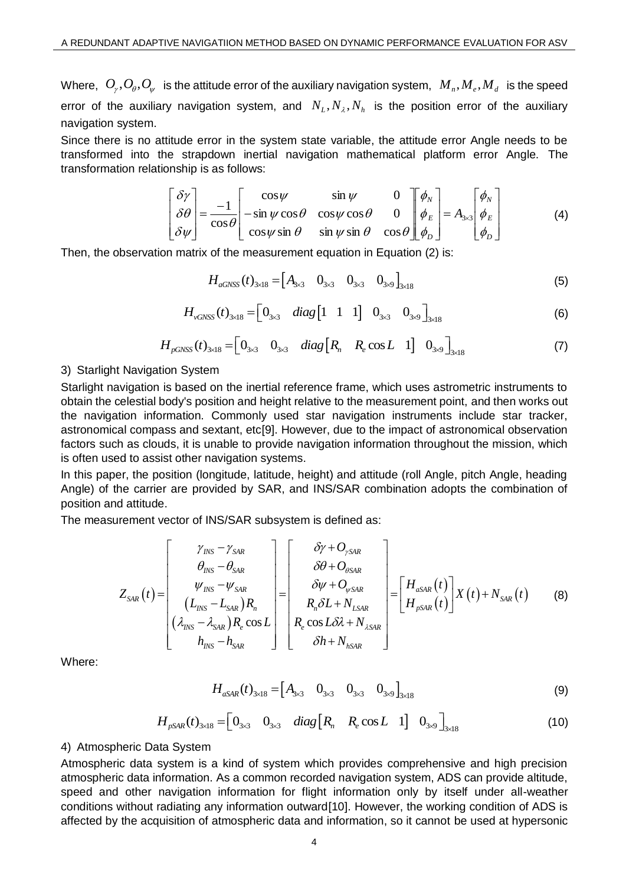Where, $O_\gamma, O_\theta, O_\psi$ is the attitude error of the auxiliary navigation system, $M_n, M_e, M_d$ is the speed error of the auxiliary navigation system, and $N_L, N_\lambda, N_h$ is the position error of the auxiliary navigation system.

Since there is no attitude error in the system state variable, the attitude error Angle needs to be transformed into the strapdown inertial navigation mathematical platform error Angle. The transformation relationship is as follows:

$$
\begin{bmatrix} \delta\gamma \\ \delta\theta \\ \delta\psi \end{bmatrix} = \frac{-1}{\cos\theta} \begin{bmatrix} \cos\psi & \sin\psi & 0 \\ -\sin\psi\cos\theta & \cos\psi\cos\theta & 0 \\ \cos\psi\sin\theta & \sin\psi\sin\theta & \cos\theta \end{bmatrix} \begin{bmatrix} \phi_N \\ \phi_E \\ \phi_D \end{bmatrix} = A_{3\times3} \begin{bmatrix} \phi_N \\ \phi_E \\ \phi_D \end{bmatrix} \tag{4}
$$

Then, the observation matrix of the measurement equation in Equation (2) is:

$$
H_{aGNSS}(t)_{3\times18} = \begin{bmatrix} A_{3\times3} & 0_{3\times3} & 0_{3\times3} & 0_{3\times9} \end{bmatrix}_{3\times18} \tag{5}
$$

$$
H_{vGNSS}(t)_{3\times18} = \begin{bmatrix} 0_{3\times3} & diag\begin{bmatrix} 1 & 1 & 1 \end{bmatrix} & 0_{3\times3} & 0_{3\times9} \end{bmatrix}_{3\times18} \tag{6}
$$

$$
H_{pGNSS}(t)_{3\times18} = \begin{bmatrix} 0_{3\times3} & 0_{3\times3} & diag\begin{bmatrix} R_n & R_e\cos L & 1 \end{bmatrix} & 0_{3\times9} \end{bmatrix}_{3\times18} \tag{7}
$$

3) Starlight Navigation System

Starlight navigation is based on the inertial reference frame, which uses astrometric instruments to obtain the celestial body's position and height relative to the measurement point, and then works out the navigation information. Commonly used star navigation instruments include star tracker, astronomical compass and sextant, etc[9]. However, due to the impact of astronomical observation factors such as clouds, it is unable to provide navigation information throughout the mission, which is often used to assist other navigation systems.

In this paper, the position (longitude, latitude, height) and attitude (roll Angle, pitch Angle, heading Angle) of the carrier are provided by SAR, and INS/SAR combination adopts the combination of position and attitude.

The measurement vector of INS/SAR subsystem is defined as:

$$
Z_{SAR}(t) = \begin{bmatrix} \gamma_{INS} - \gamma_{SAR} \\ \theta_{INS} - \theta_{SAR} \\ \psi_{INS} - \psi_{SAR} \\ (L_{INS} - L_{SAR})R_n \\ (\lambda_{INS} - \lambda_{SAR})R_e\cos L \\ h_{INS} - h_{SAR} \end{bmatrix} = \begin{bmatrix} \delta\gamma + O_{\gamma SAR} \\ \delta\theta + O_{\theta SAR} \\ \delta\psi + O_{\psi SAR} \\ R_n\delta L + N_{LSAR} \\ R_e\cos L\delta\lambda + N_{\lambda SAR} \\ \delta h + N_{hSAR} \end{bmatrix} = \begin{bmatrix} H_{aSAR}(t) \\ H_{pSAR}(t) \end{bmatrix} X(t) + N_{SAR}(t) \tag{8}
$$

Where:

$$
H_{aSAR}(t)_{3\times18} = \begin{bmatrix} A_{3\times3} & 0_{3\times3} & 0_{3\times3} & 0_{3\times9} \end{bmatrix}_{3\times18} \tag{9}
$$

$$
H_{pSAR}(t)_{3\times18} = \begin{bmatrix} 0_{3\times3} & 0_{3\times3} & diag\begin{bmatrix} R_n & R_e\cos L & 1 \end{bmatrix} & 0_{3\times9} \end{bmatrix}_{3\times18} \tag{10}
$$

4) Atmospheric Data System

Atmospheric data system is a kind of system which provides comprehensive and high precision atmospheric data information. As a common recorded navigation system, ADS can provide altitude, speed and other navigation information for flight information only by itself under all-weather conditions without radiating any information outward[10]. However, the working condition of ADS is affected by the acquisition of atmospheric data and information, so it cannot be used at hypersonic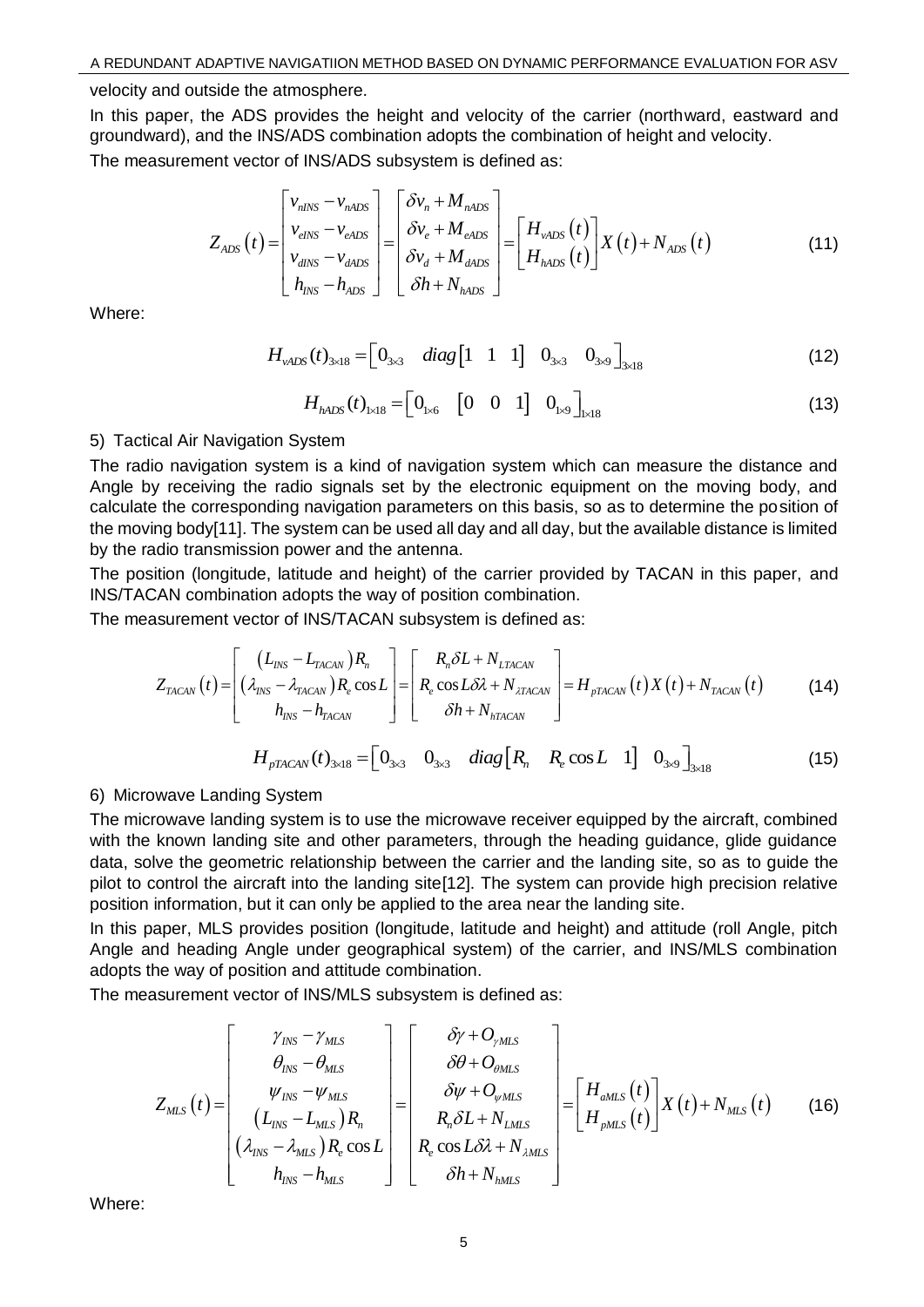velocity and outside the atmosphere.

In this paper, the ADS provides the height and velocity of the carrier (northward, eastward and groundward), and the INS/ADS combination adopts the combination of height and velocity.

The measurement vector of INS/ADS subsystem is defined as:

$$Z_{ADS}(t)=\begin{bmatrix} v_{nINS}-v_{nADS} \\ v_{eINS}-v_{eADS} \\ v_{dINS}-v_{dADS} \\ h_{INS}-h_{ADS} \end{bmatrix}=\begin{bmatrix} \delta v_n + M_{nADS} \\ \delta v_e + M_{eADS} \\ \delta v_d + M_{dADS} \\ \delta h + N_{hADS} \end{bmatrix}=\begin{bmatrix} H_{vADS}(t) \\ H_{hADS}(t) \end{bmatrix} X(t)+N_{ADS}(t) \tag{11}$$

Where:

$$H_{vADS}(t)_{3\times18}=\begin{bmatrix} 0_{3\times3} & diag\begin{bmatrix}1 & 1 & 1\end{bmatrix} & 0_{3\times3} & 0_{3\times9} \end{bmatrix}_{3\times18} \tag{12}$$

$$H_{hADS}(t)_{1\times18}=\begin{bmatrix} 0_{1\times6} & \begin{bmatrix}0 & 0 & 1\end{bmatrix} & 0_{1\times9} \end{bmatrix}_{1\times18} \tag{13}$$

5) Tactical Air Navigation System

The radio navigation system is a kind of navigation system which can measure the distance and Angle by receiving the radio signals set by the electronic equipment on the moving body, and calculate the corresponding navigation parameters on this basis, so as to determine the position of the moving body[11]. The system can be used all day and all day, but the available distance is limited by the radio transmission power and the antenna.

The position (longitude, latitude and height) of the carrier provided by TACAN in this paper, and INS/TACAN combination adopts the way of position combination.

The measurement vector of INS/TACAN subsystem is defined as:

$$Z_{TACAN}(t)=\begin{bmatrix} (L_{INS}-L_{TACAN})R_n \\ (\lambda_{INS}-\lambda_{TACAN})R_e\cos L \\ h_{INS}-h_{TACAN} \end{bmatrix}=\begin{bmatrix} R_n\delta L + N_{LTACAN} \\ R_e\cos L\delta\lambda + N_{\lambda TACAN} \\ \delta h + N_{hTACAN} \end{bmatrix}=H_{pTACAN}(t)X(t)+N_{TACAN}(t) \tag{14}$$

$$H_{pTACAN}(t)_{3\times18}=\begin{bmatrix} 0_{3\times3} & 0_{3\times3} & diag\begin{bmatrix}R_n & R_e\cos L & 1\end{bmatrix} & 0_{3\times9} \end{bmatrix}_{3\times18} \tag{15}$$

6) Microwave Landing System

The microwave landing system is to use the microwave receiver equipped by the aircraft, combined with the known landing site and other parameters, through the heading guidance, glide guidance data, solve the geometric relationship between the carrier and the landing site, so as to guide the pilot to control the aircraft into the landing site[12]. The system can provide high precision relative position information, but it can only be applied to the area near the landing site.

In this paper, MLS provides position (longitude, latitude and height) and attitude (roll Angle, pitch Angle and heading Angle under geographical system) of the carrier, and INS/MLS combination adopts the way of position and attitude combination.

The measurement vector of INS/MLS subsystem is defined as:

$$Z_{MLS}(t)=\begin{bmatrix} \gamma_{INS}-\gamma_{MLS} \\ \theta_{INS}-\theta_{MLS} \\ \psi_{INS}-\psi_{MLS} \\ (L_{INS}-L_{MLS})R_n \\ (\lambda_{INS}-\lambda_{MLS})R_e\cos L \\ h_{INS}-h_{MLS} \end{bmatrix}=\begin{bmatrix} \delta\gamma + O_{\gamma MLS} \\ \delta\theta + O_{\theta MLS} \\ \delta\psi + O_{\psi MLS} \\ R_n\delta L + N_{LMLS} \\ R_e\cos L\delta\lambda + N_{\lambda MLS} \\ \delta h + N_{hMLS} \end{bmatrix}=\begin{bmatrix} H_{aMLS}(t) \\ H_{pMLS}(t) \end{bmatrix} X(t)+N_{MLS}(t) \tag{16}$$

Where: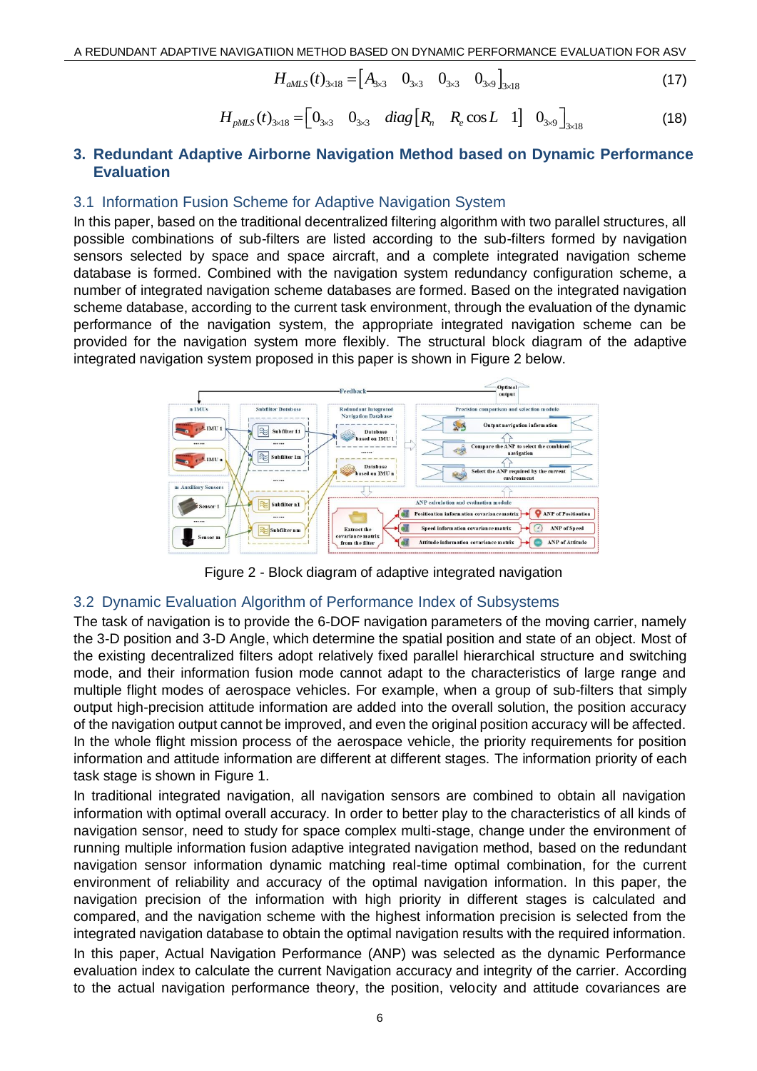$$H_{aMLS}(t)_{3\times18} = \begin{bmatrix} A_{3\times3} & 0_{3\times3} & 0_{3\times3} & 0_{3\times9} \end{bmatrix}_{3\times18} \tag{17}$$

$$H_{pMLS}(t)_{3\times18} = \begin{bmatrix} 0_{3\times3} & 0_{3\times3} & diag\begin{bmatrix} R_n & R_e \cos L & 1 \end{bmatrix} & 0_{3\times9} \end{bmatrix}_{3\times18} \tag{18}$$

## 3. Redundant Adaptive Airborne Navigation Method based on Dynamic Performance Evaluation

### 3.1 Information Fusion Scheme for Adaptive Navigation System

In this paper, based on the traditional decentralized filtering algorithm with two parallel structures, all possible combinations of sub-filters are listed according to the sub-filters formed by navigation sensors selected by space and space aircraft, and a complete integrated navigation scheme database is formed. Combined with the navigation system redundancy configuration scheme, a number of integrated navigation scheme databases are formed. Based on the integrated navigation scheme database, according to the current task environment, through the evaluation of the dynamic performance of the navigation system, the appropriate integrated navigation scheme can be provided for the navigation system more flexibly. The structural block diagram of the adaptive integrated navigation system proposed in this paper is shown in Figure 2 below.

Figure 2 - Block diagram of adaptive integrated navigation

### 3.2 Dynamic Evaluation Algorithm of Performance Index of Subsystems

The task of navigation is to provide the 6-DOF navigation parameters of the moving carrier, namely the 3-D position and 3-D Angle, which determine the spatial position and state of an object. Most of the existing decentralized filters adopt relatively fixed parallel hierarchical structure and switching mode, and their information fusion mode cannot adapt to the characteristics of large range and multiple flight modes of aerospace vehicles. For example, when a group of sub-filters that simply output high-precision attitude information are added into the overall solution, the position accuracy of the navigation output cannot be improved, and even the original position accuracy will be affected. In the whole flight mission process of the aerospace vehicle, the priority requirements for position information and attitude information are different at different stages. The information priority of each task stage is shown in Figure 1.

In traditional integrated navigation, all navigation sensors are combined to obtain all navigation information with optimal overall accuracy. In order to better play to the characteristics of all kinds of navigation sensor, need to study for space complex multi-stage, change under the environment of running multiple information fusion adaptive integrated navigation method, based on the redundant navigation sensor information dynamic matching real-time optimal combination, for the current environment of reliability and accuracy of the optimal navigation information. In this paper, the navigation precision of the information with high priority in different stages is calculated and compared, and the navigation scheme with the highest information precision is selected from the integrated navigation database to obtain the optimal navigation results with the required information.

In this paper, Actual Navigation Performance (ANP) was selected as the dynamic Performance evaluation index to calculate the current Navigation accuracy and integrity of the carrier. According to the actual navigation performance theory, the position, velocity and attitude covariances are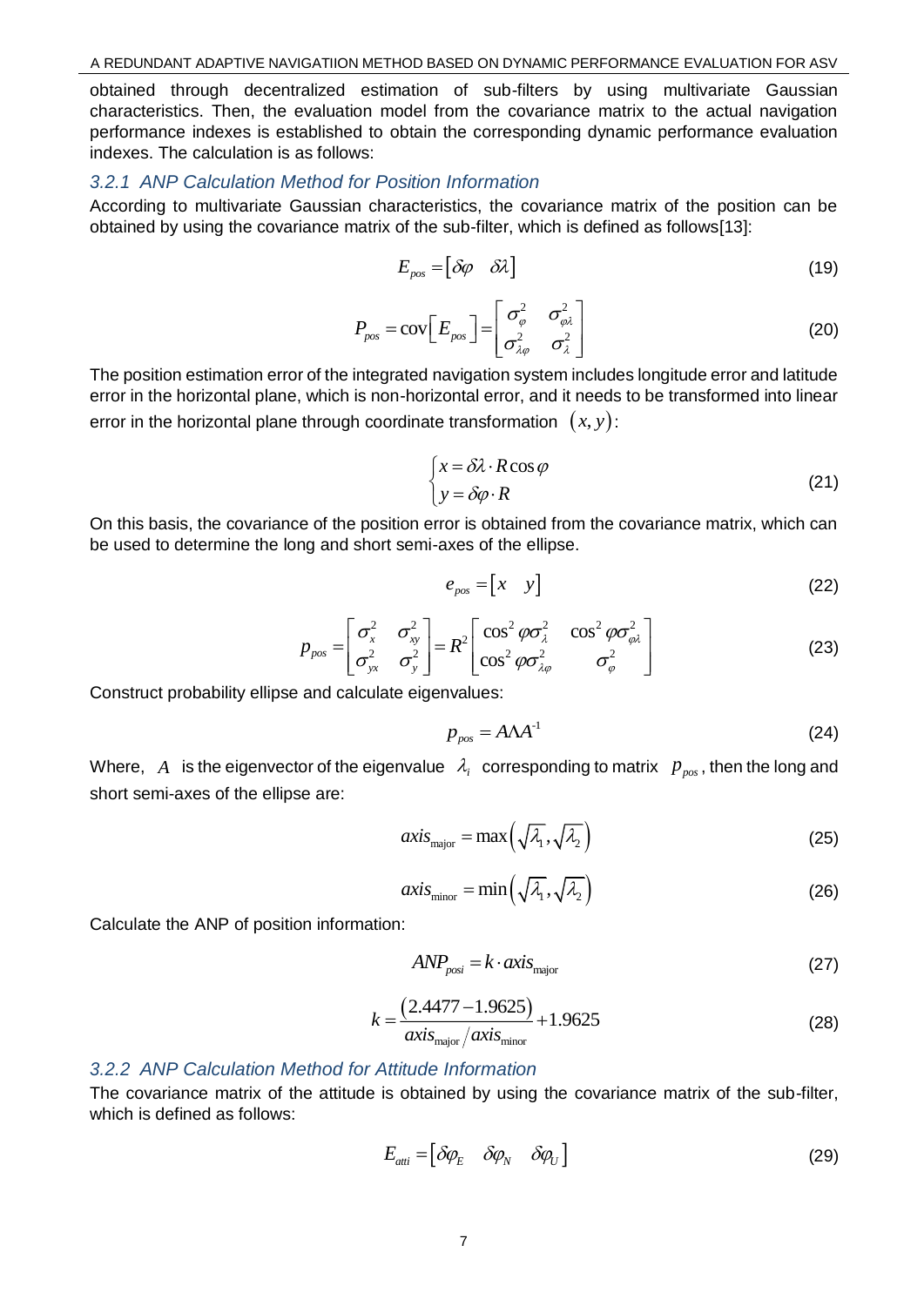obtained through decentralized estimation of sub-filters by using multivariate Gaussian characteristics. Then, the evaluation model from the covariance matrix to the actual navigation performance indexes is established to obtain the corresponding dynamic performance evaluation indexes. The calculation is as follows:

### *3.2.1 ANP Calculation Method for Position Information*

According to multivariate Gaussian characteristics, the covariance matrix of the position can be obtained by using the covariance matrix of the sub-filter, which is defined as follows[13]:

$$E_{pos} = \begin{bmatrix} \delta\varphi & \delta\lambda \end{bmatrix} \tag{19}$$

$$P_{pos} = \mathrm{cov}\left[E_{pos}\right] = \begin{bmatrix} \sigma_{\varphi}^2 & \sigma_{\varphi\lambda}^2 \\ \sigma_{\lambda\varphi}^2 & \sigma_{\lambda}^2 \end{bmatrix} \tag{20}$$

The position estimation error of the integrated navigation system includes longitude error and latitude error in the horizontal plane, which is non-horizontal error, and it needs to be transformed into linear error in the horizontal plane through coordinate transformation $(x, y)$:

$$\begin{cases} x = \delta\lambda \cdot R\cos\varphi \\ y = \delta\varphi \cdot R \end{cases} \tag{21}$$

On this basis, the covariance of the position error is obtained from the covariance matrix, which can be used to determine the long and short semi-axes of the ellipse.

$$e_{pos} = \begin{bmatrix} x & y \end{bmatrix} \tag{22}$$

$$p_{pos} = \begin{bmatrix} \sigma_x^2 & \sigma_{xy}^2 \\ \sigma_{yx}^2 & \sigma_y^2 \end{bmatrix} = R^2 \begin{bmatrix} \cos^2\varphi\sigma_{\lambda}^2 & \cos^2\varphi\sigma_{\varphi\lambda}^2 \\ \cos^2\varphi\sigma_{\lambda\varphi}^2 & \sigma_{\varphi}^2 \end{bmatrix} \tag{23}$$

Construct probability ellipse and calculate eigenvalues:

$$p_{pos} = A\Lambda A^{-1} \tag{24}$$

Where, $A$ is the eigenvector of the eigenvalue $\lambda_i$ corresponding to matrix $p_{pos}$, then the long and short semi-axes of the ellipse are:

$$axis_{\mathrm{major}} = \max\left(\sqrt{\lambda_1}, \sqrt{\lambda_2}\right) \tag{25}$$

$$axis_{\mathrm{minor}} = \min\left(\sqrt{\lambda_1}, \sqrt{\lambda_2}\right) \tag{26}$$

Calculate the ANP of position information:

$$ANP_{posi} = k \cdot axis_{\mathrm{major}} \tag{27}$$

$$k = \frac{(2.4477 - 1.9625)}{axis_{\mathrm{major}} / axis_{\mathrm{minor}}} + 1.9625 \tag{28}$$

### *3.2.2 ANP Calculation Method for Attitude Information*

The covariance matrix of the attitude is obtained by using the covariance matrix of the sub-filter, which is defined as follows:

$$E_{atti} = \begin{bmatrix} \delta\varphi_E & \delta\varphi_N & \delta\varphi_U \end{bmatrix} \tag{29}$$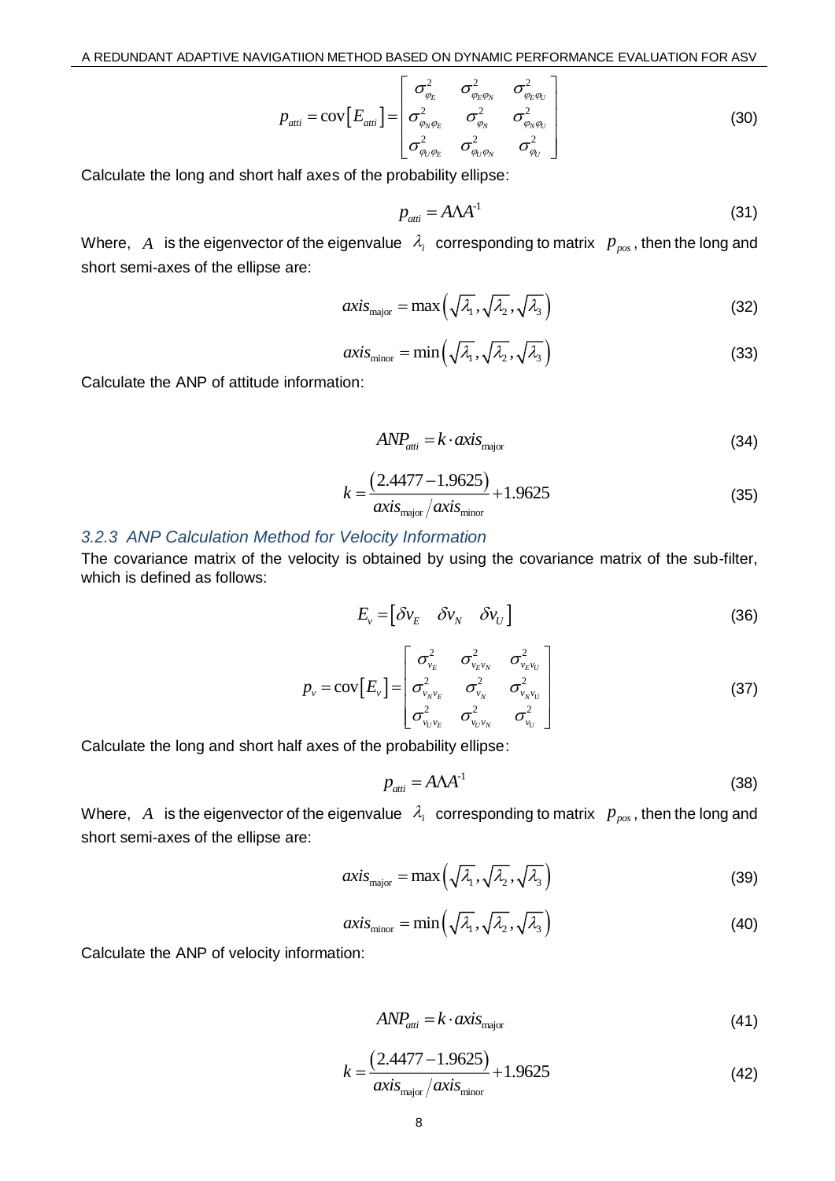$$p_{atti} = \operatorname{cov}\left[E_{atti}\right] = \begin{bmatrix} \sigma_{\varphi_E}^2 & \sigma_{\varphi_E\varphi_N}^2 & \sigma_{\varphi_E\varphi_U}^2 \\ \sigma_{\varphi_N\varphi_E}^2 & \sigma_{\varphi_N}^2 & \sigma_{\varphi_N\varphi_U}^2 \\ \sigma_{\varphi_U\varphi_E}^2 & \sigma_{\varphi_U\varphi_N}^2 & \sigma_{\varphi_U}^2 \end{bmatrix} \tag{30}$$

Calculate the long and short half axes of the probability ellipse:

$$p_{atti} = A\Lambda A^{-1} \tag{31}$$

Where, $A$ is the eigenvector of the eigenvalue $\lambda_i$ corresponding to matrix $p_{pos}$, then the long and short semi-axes of the ellipse are:

$$axis_{\text{major}} = \max\left(\sqrt{\lambda_1}, \sqrt{\lambda_2}, \sqrt{\lambda_3}\right) \tag{32}$$

$$axis_{\text{minor}} = \min\left(\sqrt{\lambda_1}, \sqrt{\lambda_2}, \sqrt{\lambda_3}\right) \tag{33}$$

Calculate the ANP of attitude information:

$$ANP_{atti} = k \cdot axis_{\text{major}} \tag{34}$$

$$k = \frac{(2.4477 - 1.9625)}{axis_{\text{major}} / axis_{\text{minor}}} + 1.9625 \tag{35}$$

### *3.2.3 ANP Calculation Method for Velocity Information*

The covariance matrix of the velocity is obtained by using the covariance matrix of the sub-filter, which is defined as follows:

$$E_v = \left[\delta v_E \quad \delta v_N \quad \delta v_U\right] \tag{36}$$

$$p_v = \operatorname{cov}\left[E_v\right] = \begin{bmatrix} \sigma_{v_E}^2 & \sigma_{v_E v_N}^2 & \sigma_{v_E v_U}^2 \\ \sigma_{v_N v_E}^2 & \sigma_{v_N}^2 & \sigma_{v_N v_U}^2 \\ \sigma_{v_U v_E}^2 & \sigma_{v_U v_N}^2 & \sigma_{v_U}^2 \end{bmatrix} \tag{37}$$

Calculate the long and short half axes of the probability ellipse:

$$p_{atti} = A\Lambda A^{-1} \tag{38}$$

Where, $A$ is the eigenvector of the eigenvalue $\lambda_i$ corresponding to matrix $p_{pos}$, then the long and short semi-axes of the ellipse are:

$$axis_{\text{major}} = \max\left(\sqrt{\lambda_1}, \sqrt{\lambda_2}, \sqrt{\lambda_3}\right) \tag{39}$$

$$axis_{\text{minor}} = \min\left(\sqrt{\lambda_1}, \sqrt{\lambda_2}, \sqrt{\lambda_3}\right) \tag{40}$$

Calculate the ANP of velocity information:

$$ANP_{atti} = k \cdot axis_{\text{major}} \tag{41}$$

$$k = \frac{(2.4477 - 1.9625)}{axis_{\text{major}} / axis_{\text{minor}}} + 1.9625 \tag{42}$$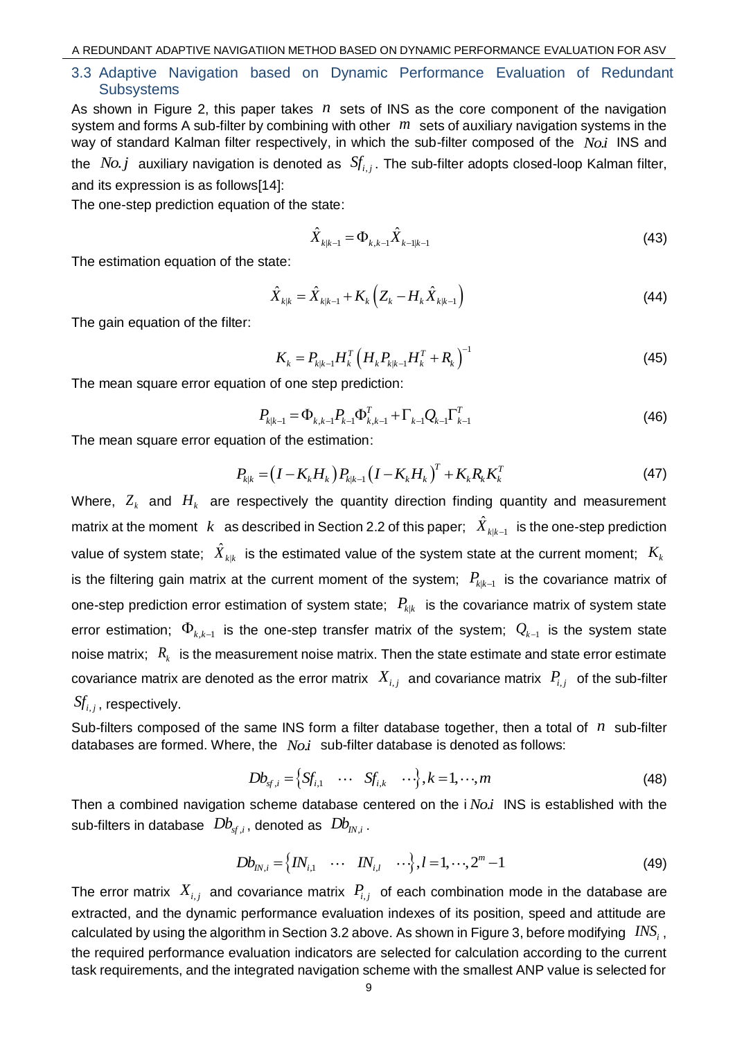### 3.3 Adaptive Navigation based on Dynamic Performance Evaluation of Redundant Subsystems

As shown in Figure 2, this paper takes $n$ sets of INS as the core component of the navigation system and forms A sub-filter by combining with other $m$ sets of auxiliary navigation systems in the way of standard Kalman filter respectively, in which the sub-filter composed of the $No.i$ INS and the $No.j$ auxiliary navigation is denoted as $Sf_{i,j}$. The sub-filter adopts closed-loop Kalman filter, and its expression is as follows[14]:

The one-step prediction equation of the state:

$$\hat{X}_{k|k-1} = \Phi_{k,k-1}\hat{X}_{k-1|k-1} \tag{43}$$

The estimation equation of the state:

$$\hat{X}_{k|k} = \hat{X}_{k|k-1} + K_k\left(Z_k - H_k\hat{X}_{k|k-1}\right) \tag{44}$$

The gain equation of the filter:

$$K_k = P_{k|k-1}H_k^T\left(H_kP_{k|k-1}H_k^T + R_k\right)^{-1} \tag{45}$$

The mean square error equation of one step prediction:

$$P_{k|k-1} = \Phi_{k,k-1}P_{k-1}\Phi_{k,k-1}^T + \Gamma_{k-1}Q_{k-1}\Gamma_{k-1}^T \tag{46}$$

The mean square error equation of the estimation:

$$P_{k|k} = \left(I - K_kH_k\right)P_{k|k-1}\left(I - K_kH_k\right)^T + K_kR_kK_k^T \tag{47}$$

Where, $Z_k$ and $H_k$ are respectively the quantity direction finding quantity and measurement matrix at the moment $k$ as described in Section 2.2 of this paper; $\hat{X}_{k|k-1}$ is the one-step prediction value of system state; $\hat{X}_{k|k}$ is the estimated value of the system state at the current moment; $K_k$ is the filtering gain matrix at the current moment of the system; $P_{k|k-1}$ is the covariance matrix of one-step prediction error estimation of system state; $P_{k|k}$ is the covariance matrix of system state error estimation; $\Phi_{k,k-1}$ is the one-step transfer matrix of the system; $Q_{k-1}$ is the system state noise matrix; $R_k$ is the measurement noise matrix. Then the state estimate and state error estimate covariance matrix are denoted as the error matrix $X_{i,j}$ and covariance matrix $P_{i,j}$ of the sub-filter $Sf_{i,j}$, respectively.

Sub-filters composed of the same INS form a filter database together, then a total of $n$ sub-filter databases are formed. Where, the $No.i$ sub-filter database is denoted as follows:

$$Db_{sf,i} = \left\{Sf_{i,1} \quad \cdots \quad Sf_{i,k} \quad \cdots\right\}, k = 1, \cdots, m \tag{48}$$

Then a combined navigation scheme database centered on the i $No.i$ INS is established with the sub-filters in database $Db_{sf,i}$, denoted as $Db_{IN,i}$.

$$Db_{IN,i} = \left\{IN_{i,1} \quad \cdots \quad IN_{i,l} \quad \cdots\right\}, l = 1, \cdots, 2^m - 1 \tag{49}$$

The error matrix $X_{i,j}$ and covariance matrix $P_{i,j}$ of each combination mode in the database are extracted, and the dynamic performance evaluation indexes of its position, speed and attitude are calculated by using the algorithm in Section 3.2 above. As shown in Figure 3, before modifying $INS_i$, the required performance evaluation indicators are selected for calculation according to the current task requirements, and the integrated navigation scheme with the smallest ANP value is selected for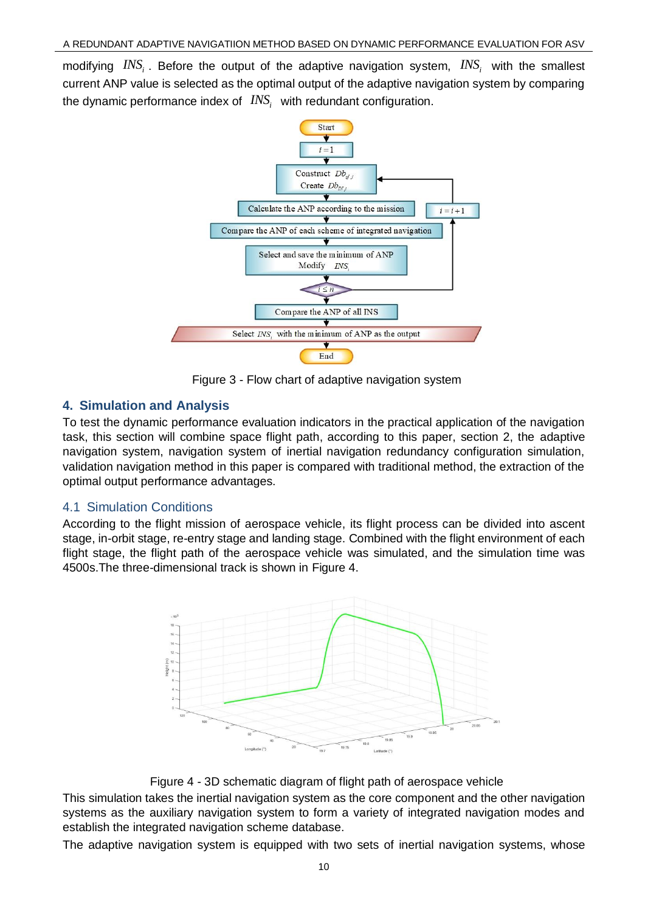modifying $INS_i$. Before the output of the adaptive navigation system, $INS_i$ with the smallest current ANP value is selected as the optimal output of the adaptive navigation system by comparing the dynamic performance index of $INS_i$ with redundant configuration.

Figure 3 - Flow chart of adaptive navigation system

## 4. Simulation and Analysis

To test the dynamic performance evaluation indicators in the practical application of the navigation task, this section will combine space flight path, according to this paper, section 2, the adaptive navigation system, navigation system of inertial navigation redundancy configuration simulation, validation navigation method in this paper is compared with traditional method, the extraction of the optimal output performance advantages.

### 4.1 Simulation Conditions

According to the flight mission of aerospace vehicle, its flight process can be divided into ascent stage, in-orbit stage, re-entry stage and landing stage. Combined with the flight environment of each flight stage, the flight path of the aerospace vehicle was simulated, and the simulation time was 4500s.The three-dimensional track is shown in Figure 4.

Figure 4 - 3D schematic diagram of flight path of aerospace vehicle

This simulation takes the inertial navigation system as the core component and the other navigation systems as the auxiliary navigation system to form a variety of integrated navigation modes and establish the integrated navigation scheme database.

The adaptive navigation system is equipped with two sets of inertial navigation systems, whose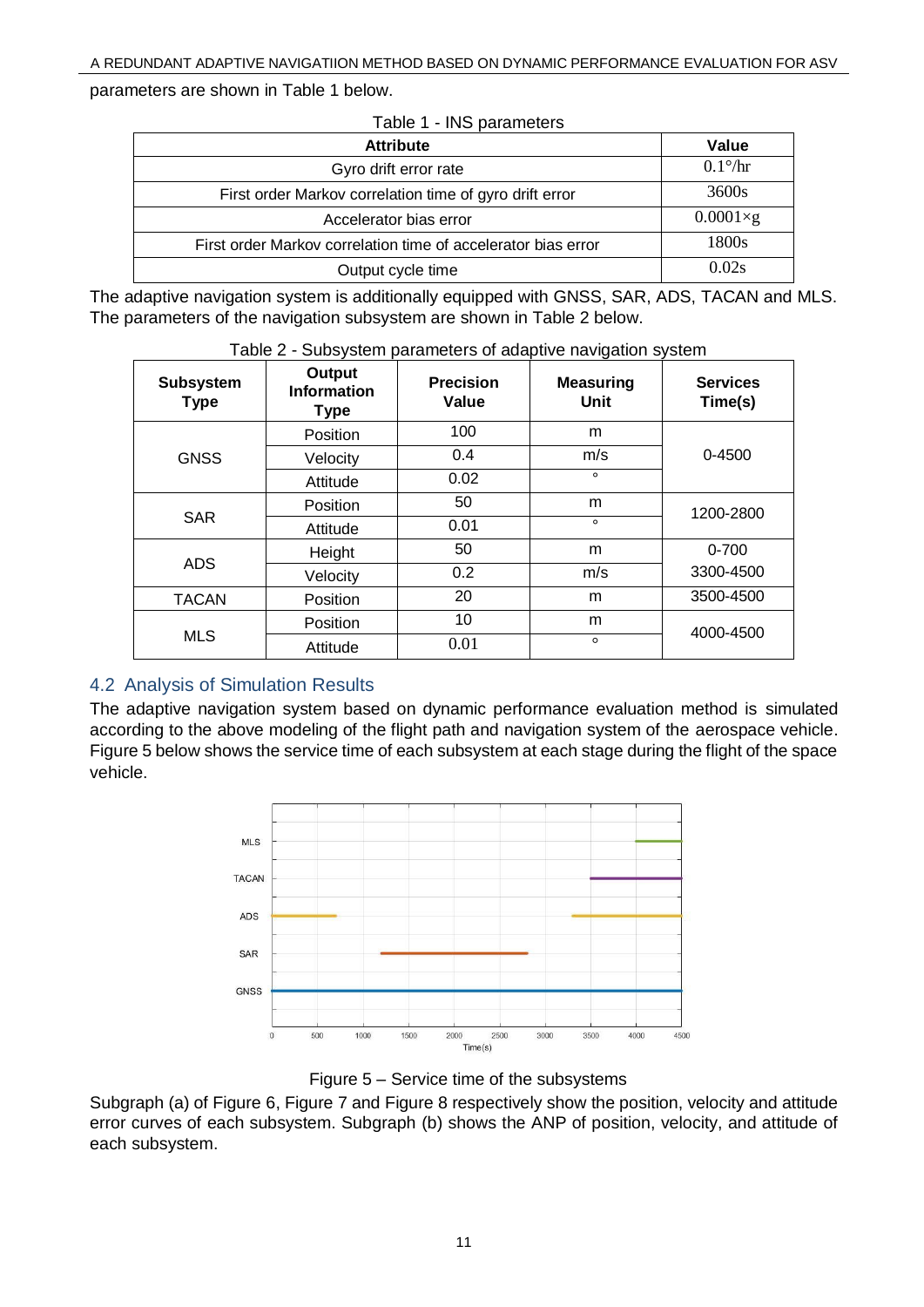parameters are shown in Table 1 below.

Table 1 - INS parameters

| Attribute | Value |
|---|---|
| Gyro drift error rate | 0.1°/hr |
| First order Markov correlation time of gyro drift error | 3600s |
| Accelerator bias error | 0.0001×g |
| First order Markov correlation time of accelerator bias error | 1800s |
| Output cycle time | 0.02s |

The adaptive navigation system is additionally equipped with GNSS, SAR, ADS, TACAN and MLS. The parameters of the navigation subsystem are shown in Table 2 below.

Table 2 - Subsystem parameters of adaptive navigation system

| Subsystem Type | Output Information Type | Precision Value | Measuring Unit | Services Time(s) |
|---|---|---|---|---|
| GNSS | Position | 100 | m | 0-4500 |
| | Velocity | 0.4 | m/s | |
| | Attitude | 0.02 | ° | |
| SAR | Position | 50 | m | 1200-2800 |
| | Attitude | 0.01 | ° | |
| ADS | Height | 50 | m | 0-700 |
| | Velocity | 0.2 | m/s | 3300-4500 |
| TACAN | Position | 20 | m | 3500-4500 |
| MLS | Position | 10 | m | 4000-4500 |
| | Attitude | 0.01 | ° | |

## 4.2 Analysis of Simulation Results

The adaptive navigation system based on dynamic performance evaluation method is simulated according to the above modeling of the flight path and navigation system of the aerospace vehicle. Figure 5 below shows the service time of each subsystem at each stage during the flight of the space vehicle.

Figure 5 – Service time of the subsystems

Subgraph (a) of Figure 6, Figure 7 and Figure 8 respectively show the position, velocity and attitude error curves of each subsystem. Subgraph (b) shows the ANP of position, velocity, and attitude of each subsystem.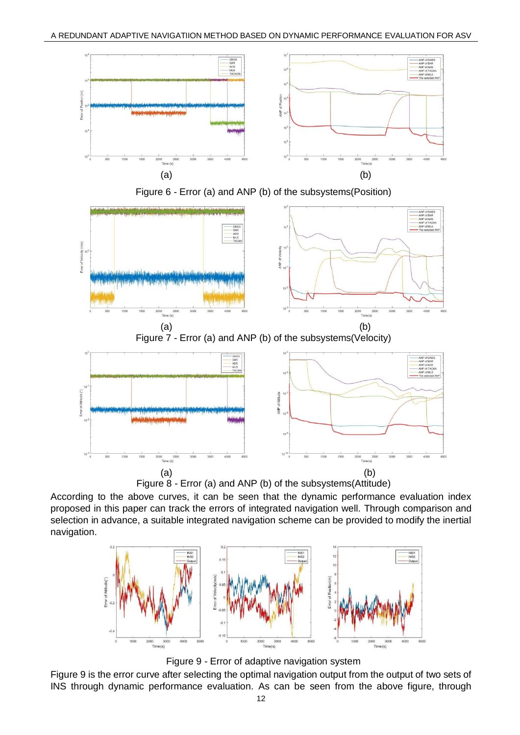(a) (b)

Figure 6 - Error (a) and ANP (b) of the subsystems(Position)

(a) (b)

Figure 7 - Error (a) and ANP (b) of the subsystems(Velocity)

(a) (b)

Figure 8 - Error (a) and ANP (b) of the subsystems(Attitude)

According to the above curves, it can be seen that the dynamic performance evaluation index proposed in this paper can track the errors of integrated navigation well. Through comparison and selection in advance, a suitable integrated navigation scheme can be provided to modify the inertial navigation.

Figure 9 - Error of adaptive navigation system

Figure 9 is the error curve after selecting the optimal navigation output from the output of two sets of INS through dynamic performance evaluation. As can be seen from the above figure, through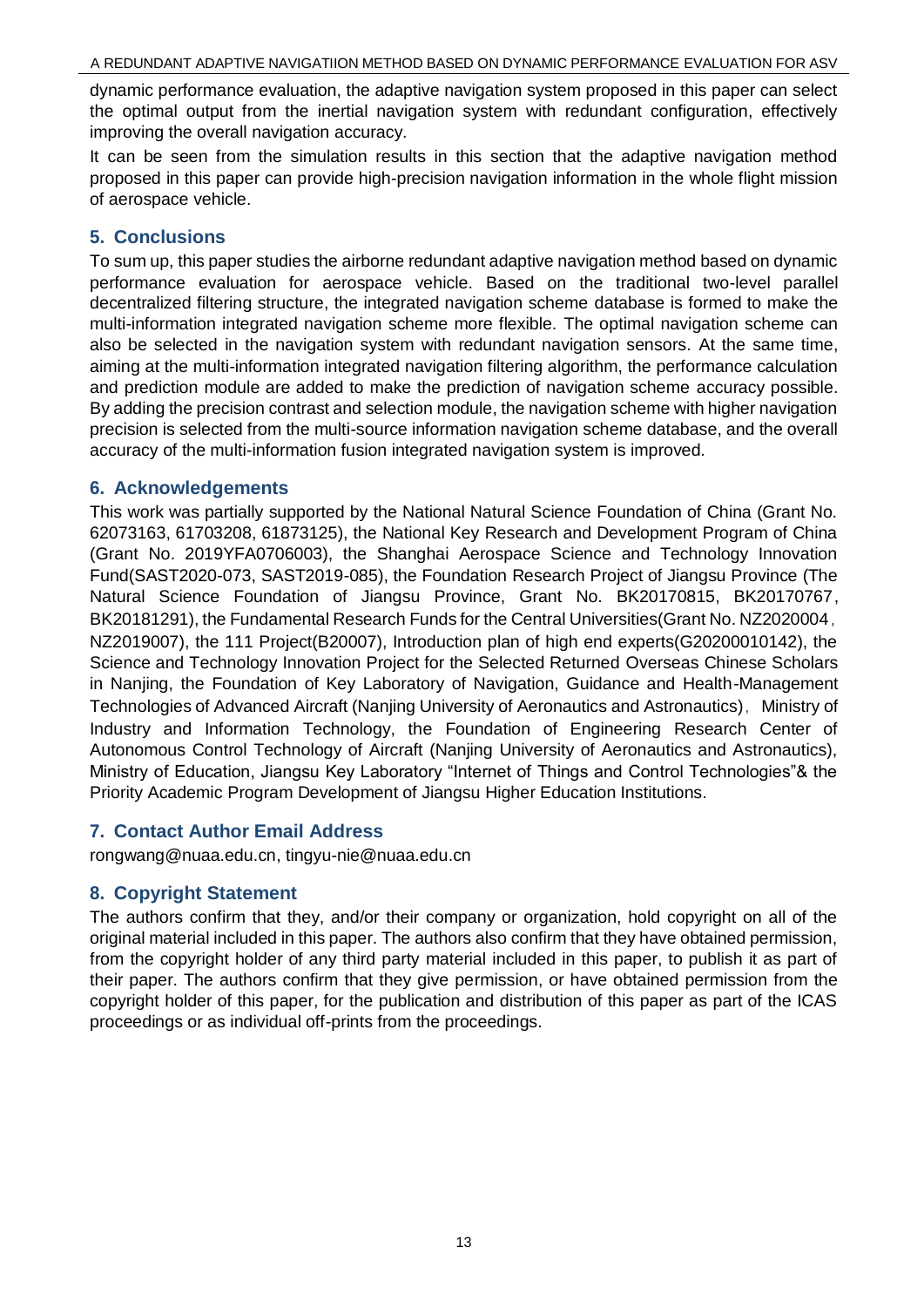dynamic performance evaluation, the adaptive navigation system proposed in this paper can select the optimal output from the inertial navigation system with redundant configuration, effectively improving the overall navigation accuracy.

It can be seen from the simulation results in this section that the adaptive navigation method proposed in this paper can provide high-precision navigation information in the whole flight mission of aerospace vehicle.

## 5. Conclusions

To sum up, this paper studies the airborne redundant adaptive navigation method based on dynamic performance evaluation for aerospace vehicle. Based on the traditional two-level parallel decentralized filtering structure, the integrated navigation scheme database is formed to make the multi-information integrated navigation scheme more flexible. The optimal navigation scheme can also be selected in the navigation system with redundant navigation sensors. At the same time, aiming at the multi-information integrated navigation filtering algorithm, the performance calculation and prediction module are added to make the prediction of navigation scheme accuracy possible. By adding the precision contrast and selection module, the navigation scheme with higher navigation precision is selected from the multi-source information navigation scheme database, and the overall accuracy of the multi-information fusion integrated navigation system is improved.

## 6. Acknowledgements

This work was partially supported by the National Natural Science Foundation of China (Grant No. 62073163, 61703208, 61873125), the National Key Research and Development Program of China (Grant No. 2019YFA0706003), the Shanghai Aerospace Science and Technology Innovation Fund(SAST2020-073, SAST2019-085), the Foundation Research Project of Jiangsu Province (The Natural Science Foundation of Jiangsu Province, Grant No. BK20170815, BK20170767, BK20181291), the Fundamental Research Funds for the Central Universities(Grant No. NZ2020004，NZ2019007), the 111 Project(B20007), Introduction plan of high end experts(G20200010142), the Science and Technology Innovation Project for the Selected Returned Overseas Chinese Scholars in Nanjing, the Foundation of Key Laboratory of Navigation, Guidance and Health-Management Technologies of Advanced Aircraft (Nanjing University of Aeronautics and Astronautics)，Ministry of Industry and Information Technology, the Foundation of Engineering Research Center of Autonomous Control Technology of Aircraft (Nanjing University of Aeronautics and Astronautics), Ministry of Education, Jiangsu Key Laboratory "Internet of Things and Control Technologies"& the Priority Academic Program Development of Jiangsu Higher Education Institutions.

## 7. Contact Author Email Address

rongwang@nuaa.edu.cn, tingyu-nie@nuaa.edu.cn

## 8. Copyright Statement

The authors confirm that they, and/or their company or organization, hold copyright on all of the original material included in this paper. The authors also confirm that they have obtained permission, from the copyright holder of any third party material included in this paper, to publish it as part of their paper. The authors confirm that they give permission, or have obtained permission from the copyright holder of this paper, for the publication and distribution of this paper as part of the ICAS proceedings or as individual off-prints from the proceedings.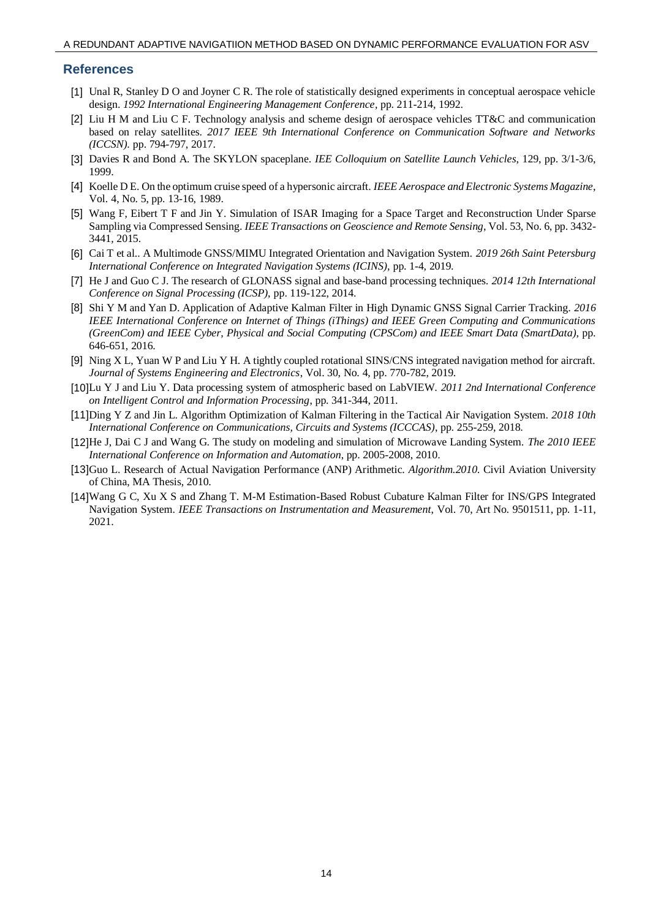## References

[1] Unal R, Stanley D O and Joyner C R. The role of statistically designed experiments in conceptual aerospace vehicle design. *1992 International Engineering Management Conference*, pp. 211-214, 1992.

[2] Liu H M and Liu C F. Technology analysis and scheme design of aerospace vehicles TT&C and communication based on relay satellites. *2017 IEEE 9th International Conference on Communication Software and Networks (ICCSN)*. pp. 794-797, 2017.

[3] Davies R and Bond A. The SKYLON spaceplane. *IEE Colloquium on Satellite Launch Vehicles*, 129, pp. 3/1-3/6, 1999.

[4] Koelle D E. On the optimum cruise speed of a hypersonic aircraft. *IEEE Aerospace and Electronic Systems Magazine*, Vol. 4, No. 5, pp. 13-16, 1989.

[5] Wang F, Eibert T F and Jin Y. Simulation of ISAR Imaging for a Space Target and Reconstruction Under Sparse Sampling via Compressed Sensing. *IEEE Transactions on Geoscience and Remote Sensing*, Vol. 53, No. 6, pp. 3432-3441, 2015.

[6] Cai T et al.. A Multimode GNSS/MIMU Integrated Orientation and Navigation System. *2019 26th Saint Petersburg International Conference on Integrated Navigation Systems (ICINS)*, pp. 1-4, 2019.

[7] He J and Guo C J. The research of GLONASS signal and base-band processing techniques. *2014 12th International Conference on Signal Processing (ICSP)*, pp. 119-122, 2014.

[8] Shi Y M and Yan D. Application of Adaptive Kalman Filter in High Dynamic GNSS Signal Carrier Tracking. *2016 IEEE International Conference on Internet of Things (iThings) and IEEE Green Computing and Communications (GreenCom) and IEEE Cyber, Physical and Social Computing (CPSCom) and IEEE Smart Data (SmartData)*, pp. 646-651, 2016.

[9] Ning X L, Yuan W P and Liu Y H. A tightly coupled rotational SINS/CNS integrated navigation method for aircraft. *Journal of Systems Engineering and Electronics*, Vol. 30, No. 4, pp. 770-782, 2019.

[10] Lu Y J and Liu Y. Data processing system of atmospheric based on LabVIEW. *2011 2nd International Conference on Intelligent Control and Information Processing*, pp. 341-344, 2011.

[11] Ding Y Z and Jin L. Algorithm Optimization of Kalman Filtering in the Tactical Air Navigation System. *2018 10th International Conference on Communications, Circuits and Systems (ICCCAS)*, pp. 255-259, 2018.

[12] He J, Dai C J and Wang G. The study on modeling and simulation of Microwave Landing System. *The 2010 IEEE International Conference on Information and Automation*, pp. 2005-2008, 2010.

[13] Guo L. Research of Actual Navigation Performance (ANP) Arithmetic. *Algorithm.2010*. Civil Aviation University of China, MA Thesis, 2010.

[14] Wang G C, Xu X S and Zhang T. M-M Estimation-Based Robust Cubature Kalman Filter for INS/GPS Integrated Navigation System. *IEEE Transactions on Instrumentation and Measurement*, Vol. 70, Art No. 9501511, pp. 1-11, 2021.